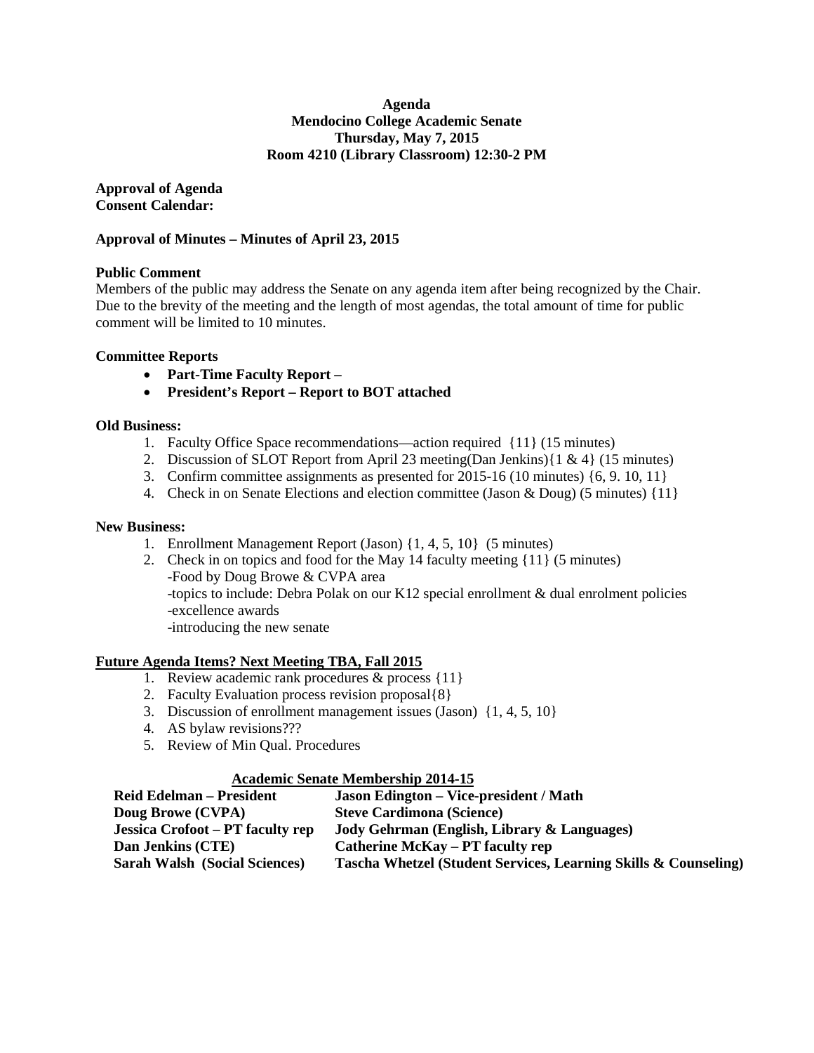**Agenda**
**Mendocino College Academic Senate**
**Thursday, May 7, 2015**
**Room 4210 (Library Classroom) 12:30-2 PM**

**Approval of Agenda**
**Consent Calendar:**

**Approval of Minutes – Minutes of April 23, 2015**

**Public Comment**
Members of the public may address the Senate on any agenda item after being recognized by the Chair. Due to the brevity of the meeting and the length of most agendas, the total amount of time for public comment will be limited to 10 minutes.

**Committee Reports**

- **Part-Time Faculty Report –**
- **President's Report – Report to BOT attached**

**Old Business:**

1. Faculty Office Space recommendations—action required {11} (15 minutes)
2. Discussion of SLOT Report from April 23 meeting(Dan Jenkins){1 & 4} (15 minutes)
3. Confirm committee assignments as presented for 2015-16 (10 minutes) {6, 9. 10, 11}
4. Check in on Senate Elections and election committee (Jason & Doug) (5 minutes) {11}

**New Business:**

1. Enrollment Management Report (Jason) {1, 4, 5, 10} (5 minutes)
2. Check in on topics and food for the May 14 faculty meeting {11} (5 minutes)
   -Food by Doug Browe & CVPA area
   -topics to include: Debra Polak on our K12 special enrollment & dual enrolment policies
   -excellence awards
   -introducing the new senate

**<u>Future Agenda Items? Next Meeting TBA, Fall 2015</u>**

1. Review academic rank procedures & process {11}
2. Faculty Evaluation process revision proposal{8}
3. Discussion of enrollment management issues (Jason) {1, 4, 5, 10}
4. AS bylaw revisions???
5. Review of Min Qual. Procedures

**<u>Academic Senate Membership 2014-15</u>**

| | |
|---|---|
| **Reid Edelman – President** | **Jason Edington – Vice-president / Math** |
| **Doug Browe (CVPA)** | **Steve Cardimona (Science)** |
| **Jessica Crofoot – PT faculty rep** | **Jody Gehrman (English, Library & Languages)** |
| **Dan Jenkins (CTE)** | **Catherine McKay – PT faculty rep** |
| **Sarah Walsh (Social Sciences)** | **Tascha Whetzel (Student Services, Learning Skills & Counseling)** |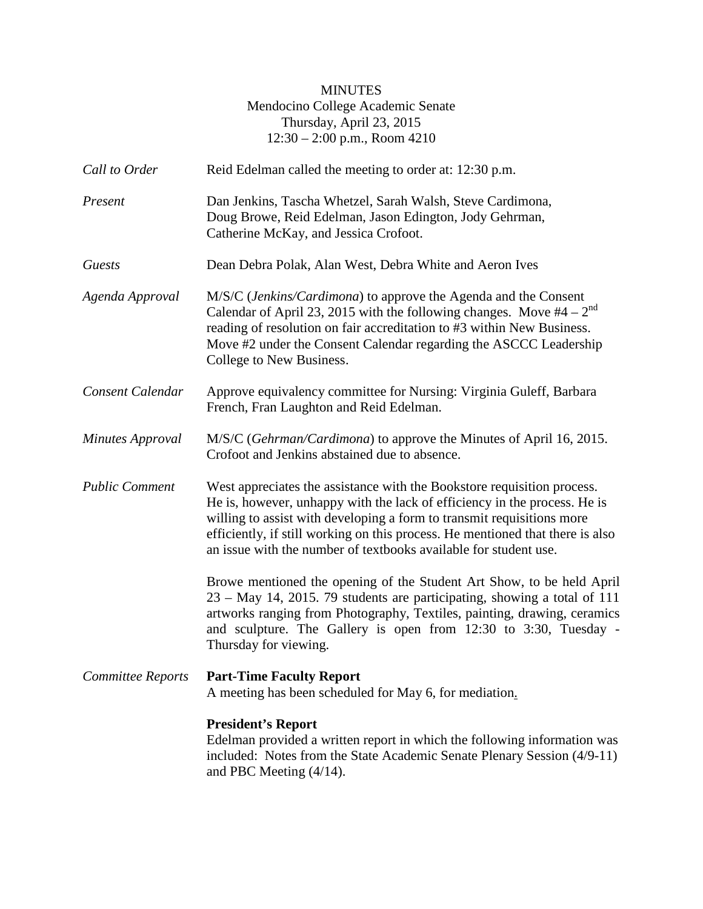# MINUTES

Mendocino College Academic Senate
Thursday, April 23, 2015
12:30 – 2:00 p.m., Room 4210

*Call to Order* — Reid Edelman called the meeting to order at: 12:30 p.m.

*Present* — Dan Jenkins, Tascha Whetzel, Sarah Walsh, Steve Cardimona, Doug Browe, Reid Edelman, Jason Edington, Jody Gehrman, Catherine McKay, and Jessica Crofoot.

*Guests* — Dean Debra Polak, Alan West, Debra White and Aeron Ives

*Agenda Approval* — M/S/C (*Jenkins/Cardimona*) to approve the Agenda and the Consent Calendar of April 23, 2015 with the following changes. Move #4 – 2nd reading of resolution on fair accreditation to #3 within New Business. Move #2 under the Consent Calendar regarding the ASCCC Leadership College to New Business.

*Consent Calendar* — Approve equivalency committee for Nursing: Virginia Guleff, Barbara French, Fran Laughton and Reid Edelman.

*Minutes Approval* — M/S/C (*Gehrman/Cardimona*) to approve the Minutes of April 16, 2015. Crofoot and Jenkins abstained due to absence.

*Public Comment* — West appreciates the assistance with the Bookstore requisition process. He is, however, unhappy with the lack of efficiency in the process. He is willing to assist with developing a form to transmit requisitions more efficiently, if still working on this process. He mentioned that there is also an issue with the number of textbooks available for student use.

Browe mentioned the opening of the Student Art Show, to be held April 23 – May 14, 2015. 79 students are participating, showing a total of 111 artworks ranging from Photography, Textiles, painting, drawing, ceramics and sculpture. The Gallery is open from 12:30 to 3:30, Tuesday - Thursday for viewing.

*Committee Reports*

**Part-Time Faculty Report**
A meeting has been scheduled for May 6, for mediation.

**President's Report**
Edelman provided a written report in which the following information was included: Notes from the State Academic Senate Plenary Session (4/9-11) and PBC Meeting (4/14).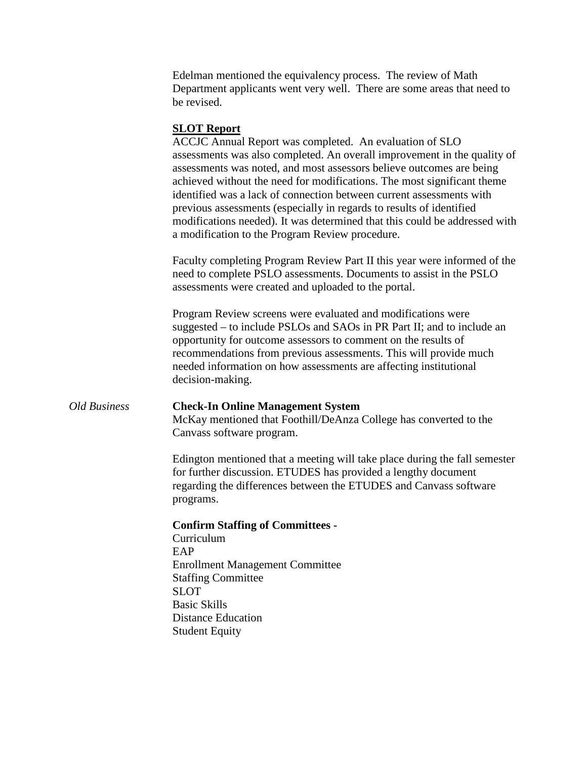Edelman mentioned the equivalency process. The review of Math Department applicants went very well. There are some areas that need to be revised.

**SLOT Report**

ACCJC Annual Report was completed. An evaluation of SLO assessments was also completed. An overall improvement in the quality of assessments was noted, and most assessors believe outcomes are being achieved without the need for modifications. The most significant theme identified was a lack of connection between current assessments with previous assessments (especially in regards to results of identified modifications needed). It was determined that this could be addressed with a modification to the Program Review procedure.

Faculty completing Program Review Part II this year were informed of the need to complete PSLO assessments. Documents to assist in the PSLO assessments were created and uploaded to the portal.

Program Review screens were evaluated and modifications were suggested – to include PSLOs and SAOs in PR Part II; and to include an opportunity for outcome assessors to comment on the results of recommendations from previous assessments. This will provide much needed information on how assessments are affecting institutional decision-making.

*Old Business*

**Check-In Online Management System**

McKay mentioned that Foothill/DeAnza College has converted to the Canvass software program.

Edington mentioned that a meeting will take place during the fall semester for further discussion. ETUDES has provided a lengthy document regarding the differences between the ETUDES and Canvass software programs.

**Confirm Staffing of Committees -**

Curriculum
EAP
Enrollment Management Committee
Staffing Committee
SLOT
Basic Skills
Distance Education
Student Equity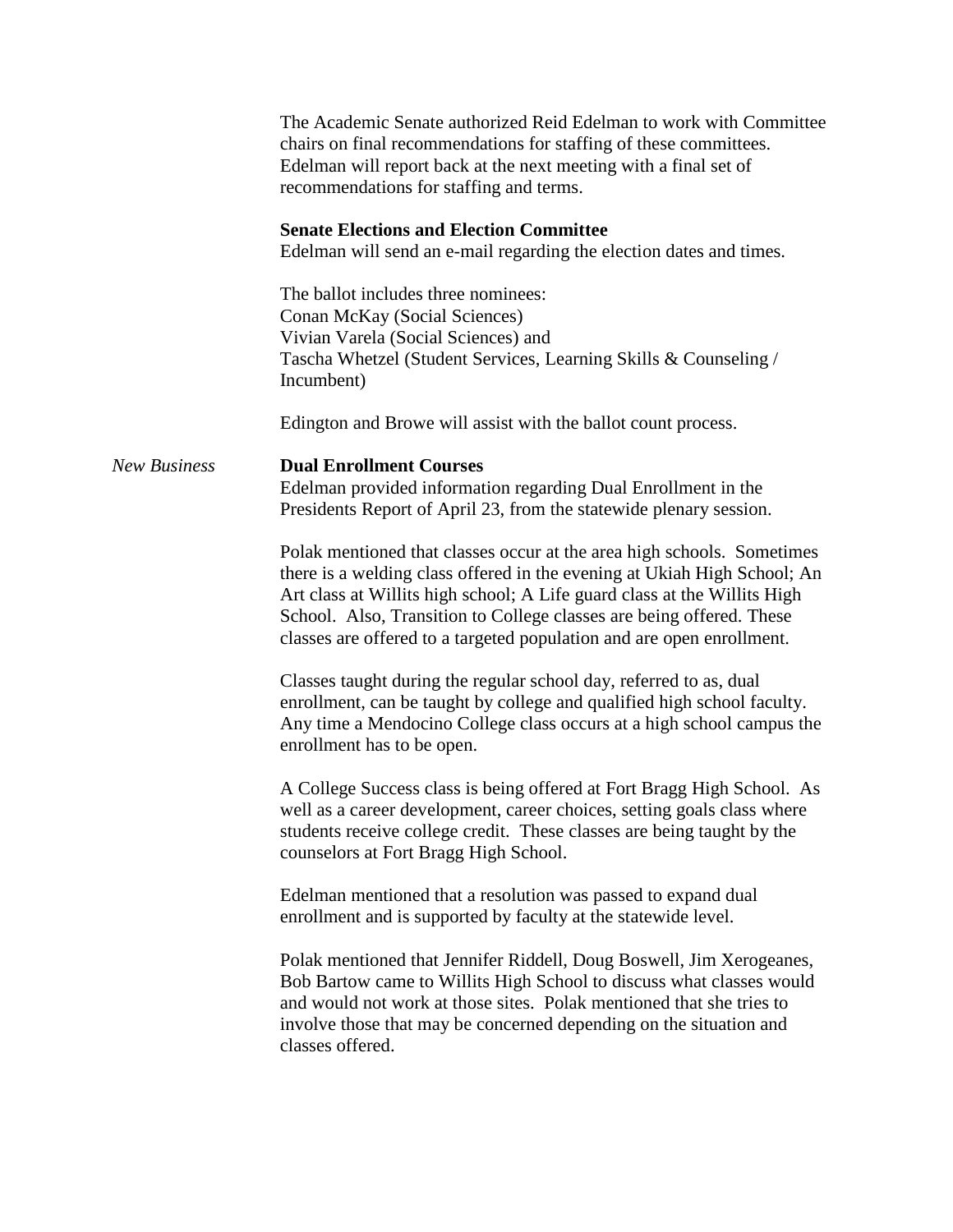The Academic Senate authorized Reid Edelman to work with Committee chairs on final recommendations for staffing of these committees. Edelman will report back at the next meeting with a final set of recommendations for staffing and terms.

**Senate Elections and Election Committee**

Edelman will send an e-mail regarding the election dates and times.

The ballot includes three nominees:
Conan McKay (Social Sciences)
Vivian Varela (Social Sciences) and
Tascha Whetzel (Student Services, Learning Skills & Counseling / Incumbent)

Edington and Browe will assist with the ballot count process.

*New Business*

**Dual Enrollment Courses**

Edelman provided information regarding Dual Enrollment in the Presidents Report of April 23, from the statewide plenary session.

Polak mentioned that classes occur at the area high schools. Sometimes there is a welding class offered in the evening at Ukiah High School; An Art class at Willits high school; A Life guard class at the Willits High School. Also, Transition to College classes are being offered. These classes are offered to a targeted population and are open enrollment.

Classes taught during the regular school day, referred to as, dual enrollment, can be taught by college and qualified high school faculty. Any time a Mendocino College class occurs at a high school campus the enrollment has to be open.

A College Success class is being offered at Fort Bragg High School. As well as a career development, career choices, setting goals class where students receive college credit. These classes are being taught by the counselors at Fort Bragg High School.

Edelman mentioned that a resolution was passed to expand dual enrollment and is supported by faculty at the statewide level.

Polak mentioned that Jennifer Riddell, Doug Boswell, Jim Xerogeanes, Bob Bartow came to Willits High School to discuss what classes would and would not work at those sites. Polak mentioned that she tries to involve those that may be concerned depending on the situation and classes offered.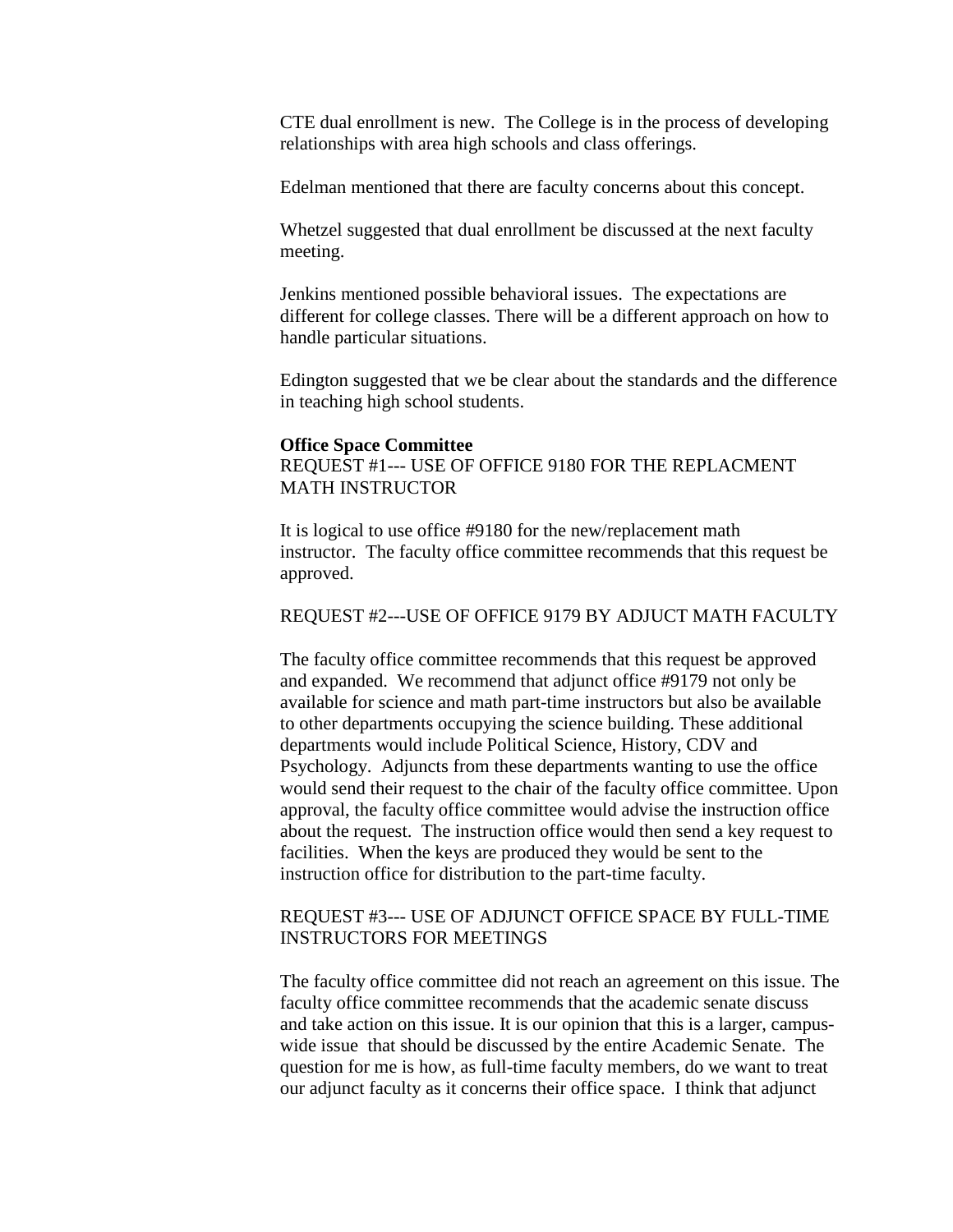CTE dual enrollment is new. The College is in the process of developing relationships with area high schools and class offerings.

Edelman mentioned that there are faculty concerns about this concept.

Whetzel suggested that dual enrollment be discussed at the next faculty meeting.

Jenkins mentioned possible behavioral issues. The expectations are different for college classes. There will be a different approach on how to handle particular situations.

Edington suggested that we be clear about the standards and the difference in teaching high school students.

**Office Space Committee**

REQUEST #1--- USE OF OFFICE 9180 FOR THE REPLACMENT MATH INSTRUCTOR

It is logical to use office #9180 for the new/replacement math instructor. The faculty office committee recommends that this request be approved.

REQUEST #2---USE OF OFFICE 9179 BY ADJUCT MATH FACULTY

The faculty office committee recommends that this request be approved and expanded. We recommend that adjunct office #9179 not only be available for science and math part-time instructors but also be available to other departments occupying the science building. These additional departments would include Political Science, History, CDV and Psychology. Adjuncts from these departments wanting to use the office would send their request to the chair of the faculty office committee. Upon approval, the faculty office committee would advise the instruction office about the request. The instruction office would then send a key request to facilities. When the keys are produced they would be sent to the instruction office for distribution to the part-time faculty.

REQUEST #3--- USE OF ADJUNCT OFFICE SPACE BY FULL-TIME INSTRUCTORS FOR MEETINGS

The faculty office committee did not reach an agreement on this issue. The faculty office committee recommends that the academic senate discuss and take action on this issue. It is our opinion that this is a larger, campus-wide issue that should be discussed by the entire Academic Senate. The question for me is how, as full-time faculty members, do we want to treat our adjunct faculty as it concerns their office space. I think that adjunct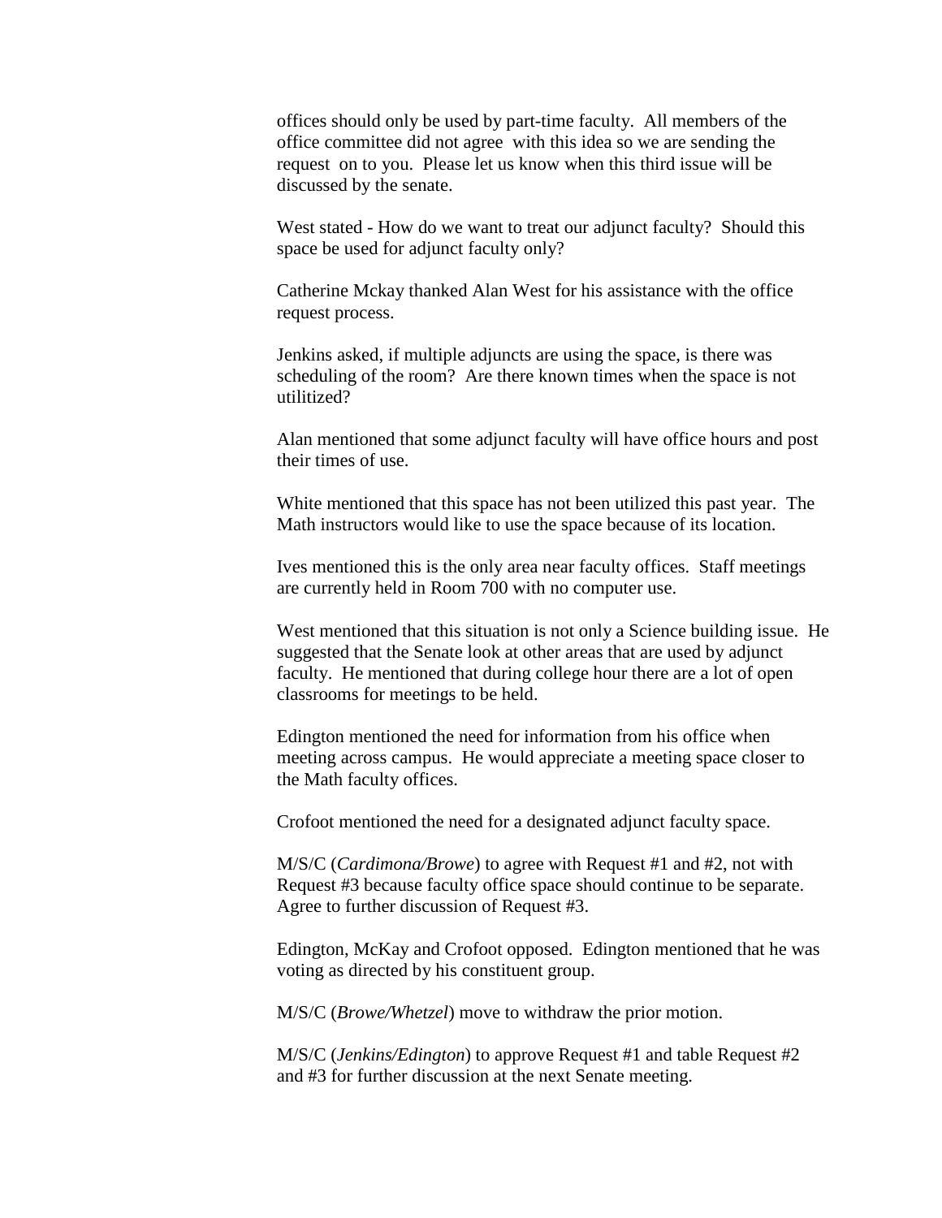offices should only be used by part-time faculty. All members of the office committee did not agree with this idea so we are sending the request on to you. Please let us know when this third issue will be discussed by the senate.

West stated - How do we want to treat our adjunct faculty? Should this space be used for adjunct faculty only?

Catherine Mckay thanked Alan West for his assistance with the office request process.

Jenkins asked, if multiple adjuncts are using the space, is there was scheduling of the room? Are there known times when the space is not utilitized?

Alan mentioned that some adjunct faculty will have office hours and post their times of use.

White mentioned that this space has not been utilized this past year. The Math instructors would like to use the space because of its location.

Ives mentioned this is the only area near faculty offices. Staff meetings are currently held in Room 700 with no computer use.

West mentioned that this situation is not only a Science building issue. He suggested that the Senate look at other areas that are used by adjunct faculty. He mentioned that during college hour there are a lot of open classrooms for meetings to be held.

Edington mentioned the need for information from his office when meeting across campus. He would appreciate a meeting space closer to the Math faculty offices.

Crofoot mentioned the need for a designated adjunct faculty space.

M/S/C (*Cardimona/Browe*) to agree with Request #1 and #2, not with Request #3 because faculty office space should continue to be separate. Agree to further discussion of Request #3.

Edington, McKay and Crofoot opposed. Edington mentioned that he was voting as directed by his constituent group.

M/S/C (*Browe/Whetzel*) move to withdraw the prior motion.

M/S/C (*Jenkins/Edington*) to approve Request #1 and table Request #2 and #3 for further discussion at the next Senate meeting.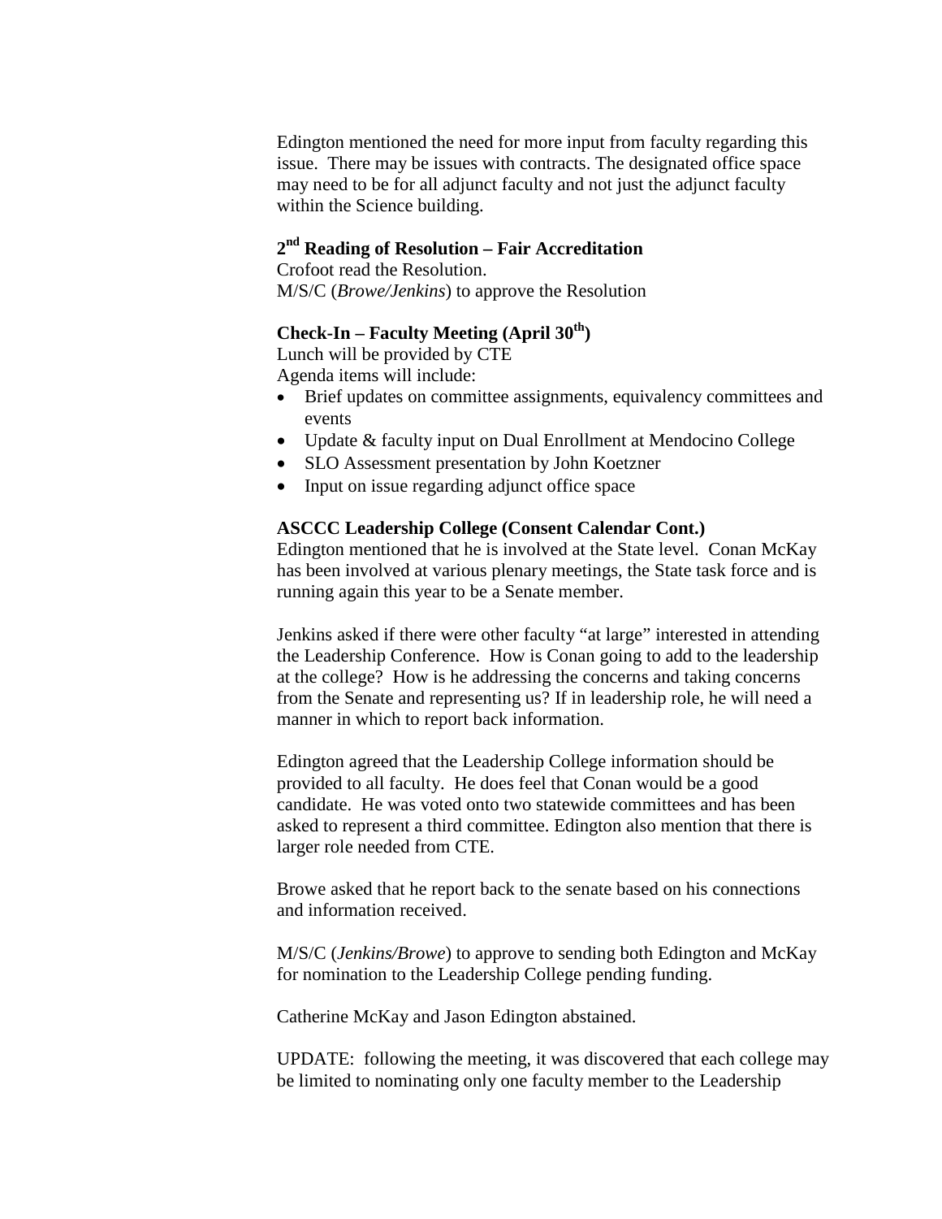Edington mentioned the need for more input from faculty regarding this issue. There may be issues with contracts. The designated office space may need to be for all adjunct faculty and not just the adjunct faculty within the Science building.

**2nd Reading of Resolution – Fair Accreditation**

Crofoot read the Resolution.
M/S/C (*Browe/Jenkins*) to approve the Resolution

**Check-In – Faculty Meeting (April 30th)**

Lunch will be provided by CTE
Agenda items will include:

- Brief updates on committee assignments, equivalency committees and events
- Update & faculty input on Dual Enrollment at Mendocino College
- SLO Assessment presentation by John Koetzner
- Input on issue regarding adjunct office space

**ASCCC Leadership College (Consent Calendar Cont.)**

Edington mentioned that he is involved at the State level. Conan McKay has been involved at various plenary meetings, the State task force and is running again this year to be a Senate member.

Jenkins asked if there were other faculty "at large" interested in attending the Leadership Conference. How is Conan going to add to the leadership at the college? How is he addressing the concerns and taking concerns from the Senate and representing us? If in leadership role, he will need a manner in which to report back information.

Edington agreed that the Leadership College information should be provided to all faculty. He does feel that Conan would be a good candidate. He was voted onto two statewide committees and has been asked to represent a third committee. Edington also mention that there is larger role needed from CTE.

Browe asked that he report back to the senate based on his connections and information received.

M/S/C (*Jenkins/Browe*) to approve to sending both Edington and McKay for nomination to the Leadership College pending funding.

Catherine McKay and Jason Edington abstained.

UPDATE: following the meeting, it was discovered that each college may be limited to nominating only one faculty member to the Leadership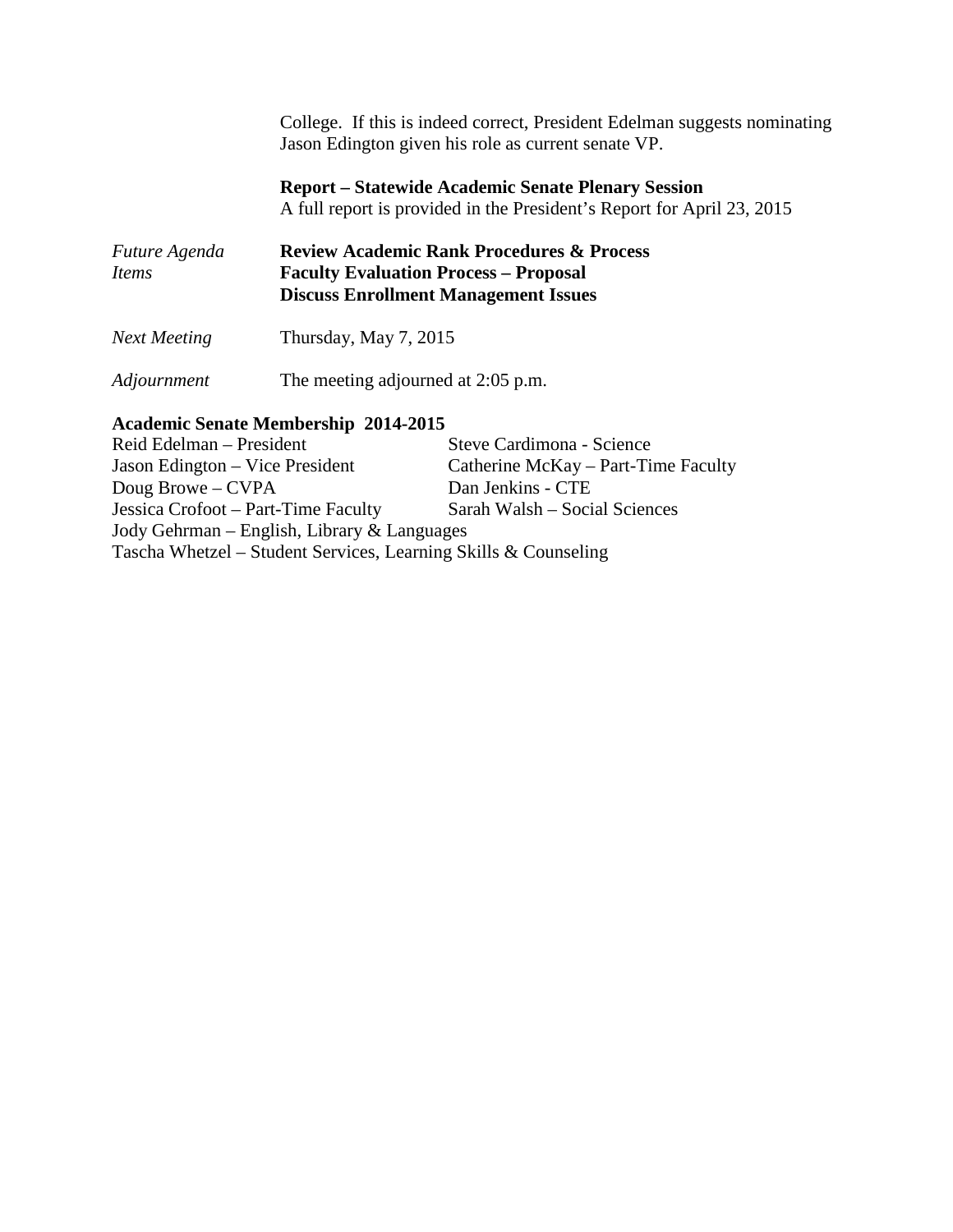College. If this is indeed correct, President Edelman suggests nominating Jason Edington given his role as current senate VP.

**Report – Statewide Academic Senate Plenary Session**
A full report is provided in the President's Report for April 23, 2015

*Future Agenda Items*

**Review Academic Rank Procedures & Process**
**Faculty Evaluation Process – Proposal**
**Discuss Enrollment Management Issues**

*Next Meeting* Thursday, May 7, 2015

*Adjournment* The meeting adjourned at 2:05 p.m.

**Academic Senate Membership 2014-2015**

Reid Edelman – President
Jason Edington – Vice President
Doug Browe – CVPA
Jessica Crofoot – Part-Time Faculty
Steve Cardimona - Science
Catherine McKay – Part-Time Faculty
Dan Jenkins - CTE
Sarah Walsh – Social Sciences
Jody Gehrman – English, Library & Languages
Tascha Whetzel – Student Services, Learning Skills & Counseling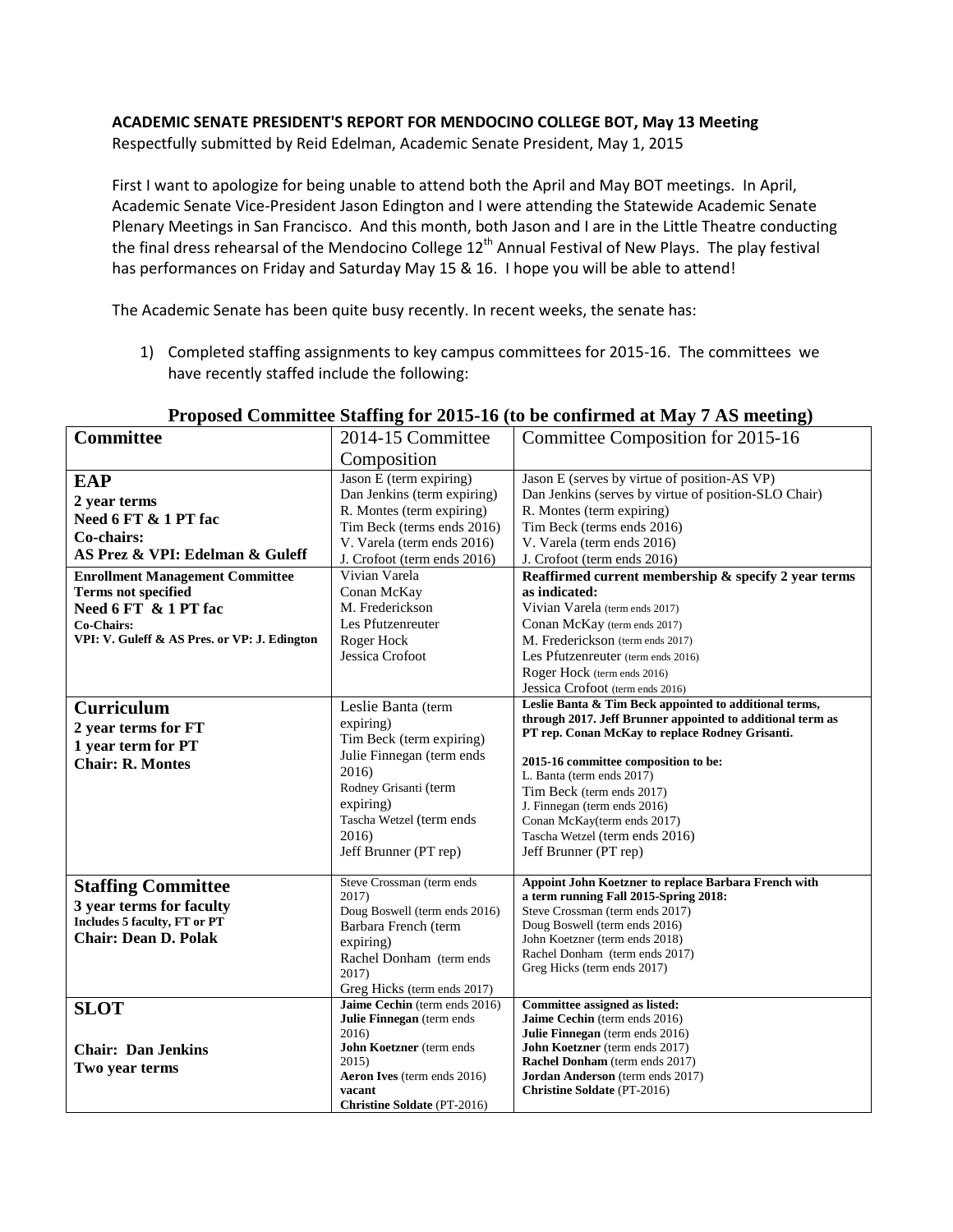**ACADEMIC SENATE PRESIDENT'S REPORT FOR MENDOCINO COLLEGE BOT, May 13 Meeting**
Respectfully submitted by Reid Edelman, Academic Senate President, May 1, 2015

First I want to apologize for being unable to attend both the April and May BOT meetings. In April, Academic Senate Vice-President Jason Edington and I were attending the Statewide Academic Senate Plenary Meetings in San Francisco. And this month, both Jason and I are in the Little Theatre conducting the final dress rehearsal of the Mendocino College 12th Annual Festival of New Plays. The play festival has performances on Friday and Saturday May 15 & 16. I hope you will be able to attend!

The Academic Senate has been quite busy recently. In recent weeks, the senate has:

1) Completed staffing assignments to key campus committees for 2015-16. The committees we have recently staffed include the following:

**Proposed Committee Staffing for 2015-16 (to be confirmed at May 7 AS meeting)**

| Committee | 2014-15 Committee Composition | Committee Composition for 2015-16 |
|---|---|---|
| **EAP**<br>**2 year terms**<br>**Need 6 FT & 1 PT fac**<br>**Co-chairs:**<br>**AS Prez & VPI: Edelman & Guleff** | Jason E (term expiring)<br>Dan Jenkins (term expiring)<br>R. Montes (term expiring)<br>Tim Beck (terms ends 2016)<br>V. Varela (term ends 2016)<br>J. Crofoot (term ends 2016) | Jason E (serves by virtue of position-AS VP)<br>Dan Jenkins (serves by virtue of position-SLO Chair)<br>R. Montes (term expiring)<br>Tim Beck (terms ends 2016)<br>V. Varela (term ends 2016)<br>J. Crofoot (term ends 2016) |
| **Enrollment Management Committee**<br>**Terms not specified**<br>**Need 6 FT & 1 PT fac**<br>**Co-Chairs:**<br>**VPI: V. Guleff & AS Pres. or VP: J. Edington** | Vivian Varela<br>Conan McKay<br>M. Frederickson<br>Les Pfutzenreuter<br>Roger Hock<br>Jessica Crofoot | **Reaffirmed current membership & specify 2 year terms as indicated:**<br>Vivian Varela (term ends 2017)<br>Conan McKay (term ends 2017)<br>M. Frederickson (term ends 2017)<br>Les Pfutzenreuter (term ends 2016)<br>Roger Hock (term ends 2016)<br>Jessica Crofoot (term ends 2016) |
| **Curriculum**<br>**2 year terms for FT**<br>**1 year term for PT**<br>**Chair: R. Montes** | Leslie Banta (term expiring)<br>Tim Beck (term expiring)<br>Julie Finnegan (term ends 2016)<br>Rodney Grisanti (term expiring)<br>Tascha Wetzel (term ends 2016)<br>Jeff Brunner (PT rep) | **Leslie Banta & Tim Beck appointed to additional terms, through 2017. Jeff Brunner appointed to additional term as PT rep. Conan McKay to replace Rodney Grisanti.**<br><br>**2015-16 committee composition to be:**<br>L. Banta (term ends 2017)<br>Tim Beck (term ends 2017)<br>J. Finnegan (term ends 2016)<br>Conan McKay(term ends 2017)<br>Tascha Wetzel (term ends 2016)<br>Jeff Brunner (PT rep) |
| **Staffing Committee**<br>**3 year terms for faculty**<br>**Includes 5 faculty, FT or PT**<br>**Chair: Dean D. Polak** | Steve Crossman (term ends 2017)<br>Doug Boswell (term ends 2016)<br>Barbara French (term expiring)<br>Rachel Donham (term ends 2017)<br>Greg Hicks (term ends 2017) | **Appoint John Koetzner to replace Barbara French with a term running Fall 2015-Spring 2018:**<br>Steve Crossman (term ends 2017)<br>Doug Boswell (term ends 2016)<br>John Koetzner (term ends 2018)<br>Rachel Donham (term ends 2017)<br>Greg Hicks (term ends 2017) |
| **SLOT**<br><br>**Chair: Dan Jenkins**<br>**Two year terms** | **Jaime Cechin** (term ends 2016)<br>**Julie Finnegan** (term ends 2016)<br>**John Koetzner** (term ends 2015)<br>**Aeron Ives** (term ends 2016)<br>**vacant**<br>**Christine Soldate** (PT-2016) | **Committee assigned as listed:**<br>**Jaime Cechin** (term ends 2016)<br>**Julie Finnegan** (term ends 2016)<br>**John Koetzner** (term ends 2017)<br>**Rachel Donham** (term ends 2017)<br>**Jordan Anderson** (term ends 2017)<br>**Christine Soldate** (PT-2016) |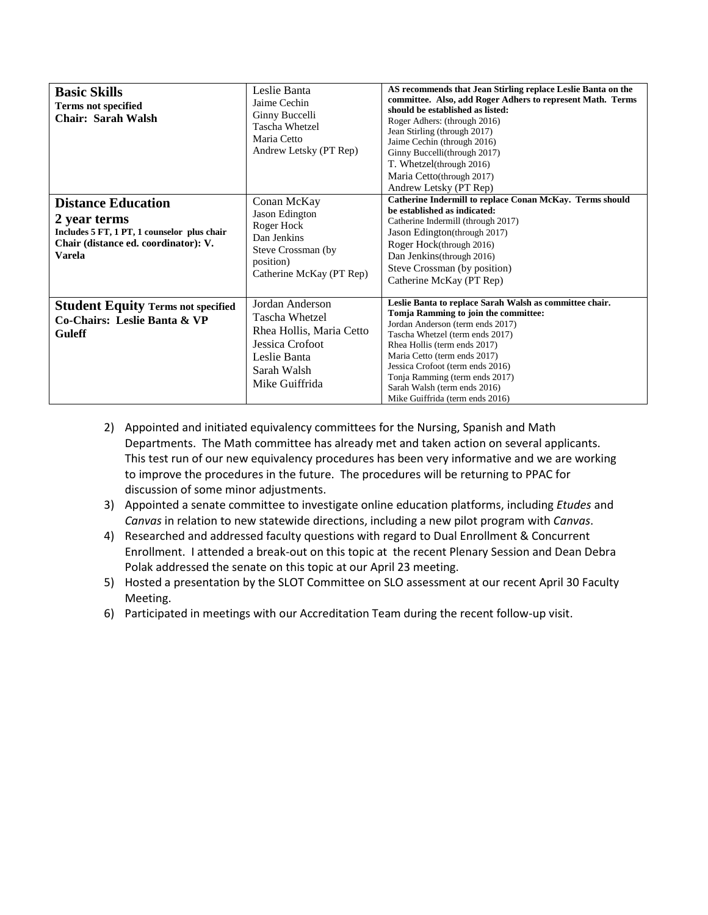| | | |
|---|---|---|
| **Basic Skills**<br>**Terms not specified**<br>**Chair: Sarah Walsh** | Leslie Banta<br>Jaime Cechin<br>Ginny Buccelli<br>Tascha Whetzel<br>Maria Cetto<br>Andrew Letsky (PT Rep) | **AS recommends that Jean Stirling replace Leslie Banta on the committee. Also, add Roger Adhers to represent Math. Terms should be established as listed:**<br>Roger Adhers: (through 2016)<br>Jean Stirling (through 2017)<br>Jaime Cechin (through 2016)<br>Ginny Buccelli(through 2017)<br>T. Whetzel(through 2016)<br>Maria Cetto(through 2017)<br>Andrew Letsky (PT Rep) |
| **Distance Education**<br>**2 year terms**<br>**Includes 5 FT, 1 PT, 1 counselor plus chair**<br>**Chair (distance ed. coordinator): V. Varela** | Conan McKay<br>Jason Edington<br>Roger Hock<br>Dan Jenkins<br>Steve Crossman (by position)<br>Catherine McKay (PT Rep) | **Catherine Indermill to replace Conan McKay. Terms should be established as indicated:**<br>Catherine Indermill (through 2017)<br>Jason Edington(through 2017)<br>Roger Hock(through 2016)<br>Dan Jenkins(through 2016)<br>Steve Crossman (by position)<br>Catherine McKay (PT Rep) |
| **Student Equity** **Terms not specified**<br>**Co-Chairs: Leslie Banta & VP Guleff** | Jordan Anderson<br>Tascha Whetzel<br>Rhea Hollis, Maria Cetto<br>Jessica Crofoot<br>Leslie Banta<br>Sarah Walsh<br>Mike Guiffrida | **Leslie Banta to replace Sarah Walsh as committee chair. Tomja Ramming to join the committee:**<br>Jordan Anderson (term ends 2017)<br>Tascha Whetzel (term ends 2017)<br>Rhea Hollis (term ends 2017)<br>Maria Cetto (term ends 2017)<br>Jessica Crofoot (term ends 2016)<br>Tonja Ramming (term ends 2017)<br>Sarah Walsh (term ends 2016)<br>Mike Guiffrida (term ends 2016) |

2) Appointed and initiated equivalency committees for the Nursing, Spanish and Math Departments. The Math committee has already met and taken action on several applicants. This test run of our new equivalency procedures has been very informative and we are working to improve the procedures in the future. The procedures will be returning to PPAC for discussion of some minor adjustments.
3) Appointed a senate committee to investigate online education platforms, including *Etudes* and *Canvas* in relation to new statewide directions, including a new pilot program with *Canvas*.
4) Researched and addressed faculty questions with regard to Dual Enrollment & Concurrent Enrollment. I attended a break-out on this topic at the recent Plenary Session and Dean Debra Polak addressed the senate on this topic at our April 23 meeting.
5) Hosted a presentation by the SLOT Committee on SLO assessment at our recent April 30 Faculty Meeting.
6) Participated in meetings with our Accreditation Team during the recent follow-up visit.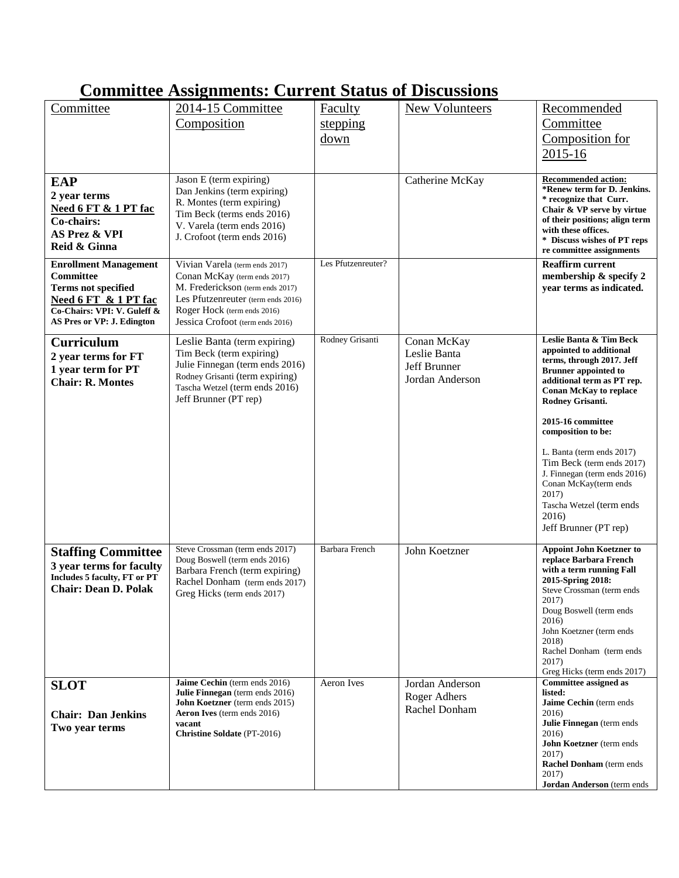# Committee Assignments: Current Status of Discussions

| Committee | 2014-15 Committee Composition | Faculty stepping down | New Volunteers | Recommended Committee Composition for 2015-16 |
|---|---|---|---|---|
| **EAP**<br>**2 year terms**<br>**Need 6 FT & 1 PT fac**<br>**Co-chairs:**<br>**AS Prez & VPI**<br>**Reid & Ginna** | Jason E (term expiring)<br>Dan Jenkins (term expiring)<br>R. Montes (term expiring)<br>Tim Beck (terms ends 2016)<br>V. Varela (term ends 2016)<br>J. Crofoot (term ends 2016) | | Catherine McKay | **Recommended action:**<br>**\*Renew term for D. Jenkins.**<br>**\* recognize that Curr. Chair & VP serve by virtue of their positions; align term with these offices.**<br>**\* Discuss wishes of PT reps re committee assignments** |
| **Enrollment Management Committee**<br>**Terms not specified**<br>**Need 6 FT & 1 PT fac**<br>**Co-Chairs: VPI: V. Guleff & AS Pres or VP: J. Edington** | Vivian Varela (term ends 2017)<br>Conan McKay (term ends 2017)<br>M. Frederickson (term ends 2017)<br>Les Pfutzenreuter (term ends 2016)<br>Roger Hock (term ends 2016)<br>Jessica Crofoot (term ends 2016) | Les Pfutzenreuter? | | **Reaffirm current membership & specify 2 year terms as indicated.** |
| **Curriculum**<br>**2 year terms for FT**<br>**1 year term for PT**<br>**Chair: R. Montes** | Leslie Banta (term expiring)<br>Tim Beck (term expiring)<br>Julie Finnegan (term ends 2016)<br>Rodney Grisanti (term expiring)<br>Tascha Wetzel (term ends 2016)<br>Jeff Brunner (PT rep) | Rodney Grisanti | Conan McKay<br>Leslie Banta<br>Jeff Brunner<br>Jordan Anderson | **Leslie Banta & Tim Beck appointed to additional terms, through 2017. Jeff Brunner appointed to additional term as PT rep. Conan McKay to replace Rodney Grisanti.**<br><br>**2015-16 committee composition to be:**<br><br>L. Banta (term ends 2017)<br>Tim Beck (term ends 2017)<br>J. Finnegan (term ends 2016)<br>Conan McKay(term ends 2017)<br>Tascha Wetzel (term ends 2016)<br>Jeff Brunner (PT rep) |
| **Staffing Committee**<br>**3 year terms for faculty**<br>**Includes 5 faculty, FT or PT**<br>**Chair: Dean D. Polak** | Steve Crossman (term ends 2017)<br>Doug Boswell (term ends 2016)<br>Barbara French (term expiring)<br>Rachel Donham (term ends 2017)<br>Greg Hicks (term ends 2017) | Barbara French | John Koetzner | **Appoint John Koetzner to replace Barbara French with a term running Fall 2015-Spring 2018:**<br>Steve Crossman (term ends 2017)<br>Doug Boswell (term ends 2016)<br>John Koetzner (term ends 2018)<br>Rachel Donham (term ends 2017)<br>Greg Hicks (term ends 2017) |
| **SLOT**<br><br>**Chair: Dan Jenkins**<br>**Two year terms** | **Jaime Cechin** (term ends 2016)<br>**Julie Finnegan** (term ends 2016)<br>**John Koetzner** (term ends 2015)<br>**Aeron Ives** (term ends 2016)<br>**vacant**<br>**Christine Soldate** (PT-2016) | Aeron Ives | Jordan Anderson<br>Roger Adhers<br>Rachel Donham | **Committee assigned as listed:**<br>**Jaime Cechin** (term ends 2016)<br>**Julie Finnegan** (term ends 2016)<br>**John Koetzner** (term ends 2017)<br>**Rachel Donham** (term ends 2017)<br>**Jordan Anderson** (term ends |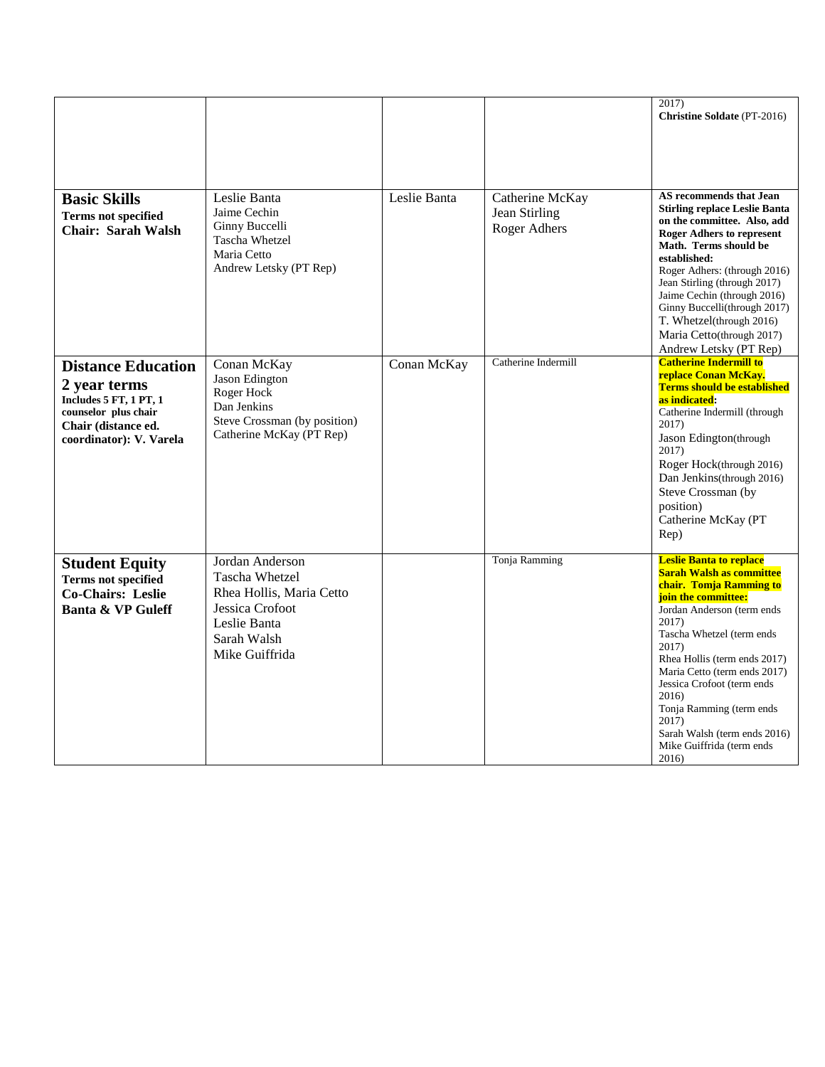| | | | | |
|---|---|---|---|---|
| | | | | 2017)<br>**Christine Soldate** (PT-2016) |
| **Basic Skills**<br>**Terms not specified**<br>**Chair: Sarah Walsh** | Leslie Banta<br>Jaime Cechin<br>Ginny Buccelli<br>Tascha Whetzel<br>Maria Cetto<br>Andrew Letsky (PT Rep) | Leslie Banta | Catherine McKay<br>Jean Stirling<br>Roger Adhers | **AS recommends that Jean Stirling replace Leslie Banta on the committee. Also, add Roger Adhers to represent Math. Terms should be established:**<br>Roger Adhers: (through 2016)<br>Jean Stirling (through 2017)<br>Jaime Cechin (through 2016)<br>Ginny Buccelli(through 2017)<br>T. Whetzel(through 2016)<br>Maria Cetto(through 2017)<br>Andrew Letsky (PT Rep) |
| **Distance Education**<br>**2 year terms**<br>**Includes 5 FT, 1 PT, 1 counselor plus chair**<br>**Chair (distance ed. coordinator): V. Varela** | Conan McKay<br>Jason Edington<br>Roger Hock<br>Dan Jenkins<br>Steve Crossman (by position)<br>Catherine McKay (PT Rep) | Conan McKay | Catherine Indermill | **Catherine Indermill to replace Conan McKay. Terms should be established as indicated:**<br>Catherine Indermill (through 2017)<br>Jason Edington(through 2017)<br>Roger Hock(through 2016)<br>Dan Jenkins(through 2016)<br>Steve Crossman (by position)<br>Catherine McKay (PT Rep) |
| **Student Equity**<br>**Terms not specified**<br>**Co-Chairs: Leslie Banta & VP Guleff** | Jordan Anderson<br>Tascha Whetzel<br>Rhea Hollis, Maria Cetto<br>Jessica Crofoot<br>Leslie Banta<br>Sarah Walsh<br>Mike Guiffrida | | Tonja Ramming | **Leslie Banta to replace Sarah Walsh as committee chair. Tomja Ramming to join the committee:**<br>Jordan Anderson (term ends 2017)<br>Tascha Whetzel (term ends 2017)<br>Rhea Hollis (term ends 2017)<br>Maria Cetto (term ends 2017)<br>Jessica Crofoot (term ends 2016)<br>Tonja Ramming (term ends 2017)<br>Sarah Walsh (term ends 2016)<br>Mike Guiffrida (term ends 2016) |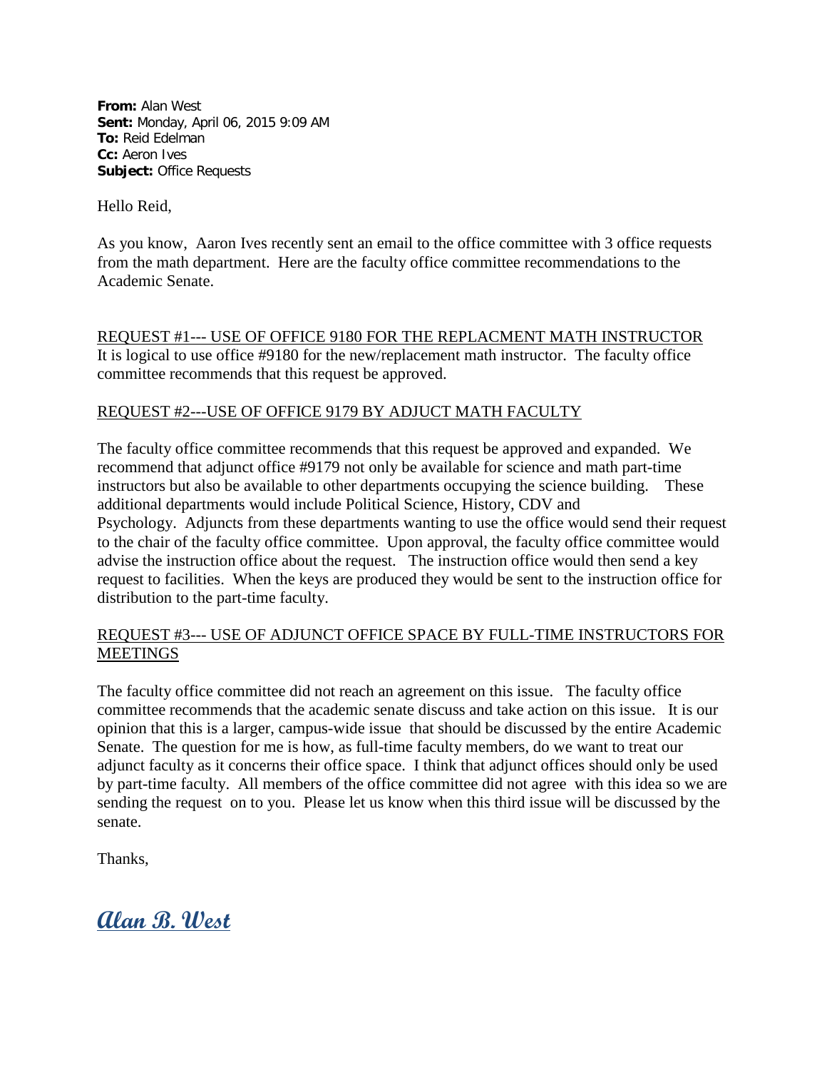**From:** Alan West
**Sent:** Monday, April 06, 2015 9:09 AM
**To:** Reid Edelman
**Cc:** Aeron Ives
**Subject:** Office Requests

Hello Reid,

As you know, Aaron Ives recently sent an email to the office committee with 3 office requests from the math department. Here are the faculty office committee recommendations to the Academic Senate.

REQUEST #1--- USE OF OFFICE 9180 FOR THE REPLACMENT MATH INSTRUCTOR

It is logical to use office #9180 for the new/replacement math instructor. The faculty office committee recommends that this request be approved.

REQUEST #2---USE OF OFFICE 9179 BY ADJUCT MATH FACULTY

The faculty office committee recommends that this request be approved and expanded. We recommend that adjunct office #9179 not only be available for science and math part-time instructors but also be available to other departments occupying the science building. These additional departments would include Political Science, History, CDV and Psychology. Adjuncts from these departments wanting to use the office would send their request to the chair of the faculty office committee. Upon approval, the faculty office committee would advise the instruction office about the request. The instruction office would then send a key request to facilities. When the keys are produced they would be sent to the instruction office for distribution to the part-time faculty.

REQUEST #3--- USE OF ADJUNCT OFFICE SPACE BY FULL-TIME INSTRUCTORS FOR MEETINGS

The faculty office committee did not reach an agreement on this issue. The faculty office committee recommends that the academic senate discuss and take action on this issue. It is our opinion that this is a larger, campus-wide issue that should be discussed by the entire Academic Senate. The question for me is how, as full-time faculty members, do we want to treat our adjunct faculty as it concerns their office space. I think that adjunct offices should only be used by part-time faculty. All members of the office committee did not agree with this idea so we are sending the request on to you. Please let us know when this third issue will be discussed by the senate.

Thanks,

**Alan B. West**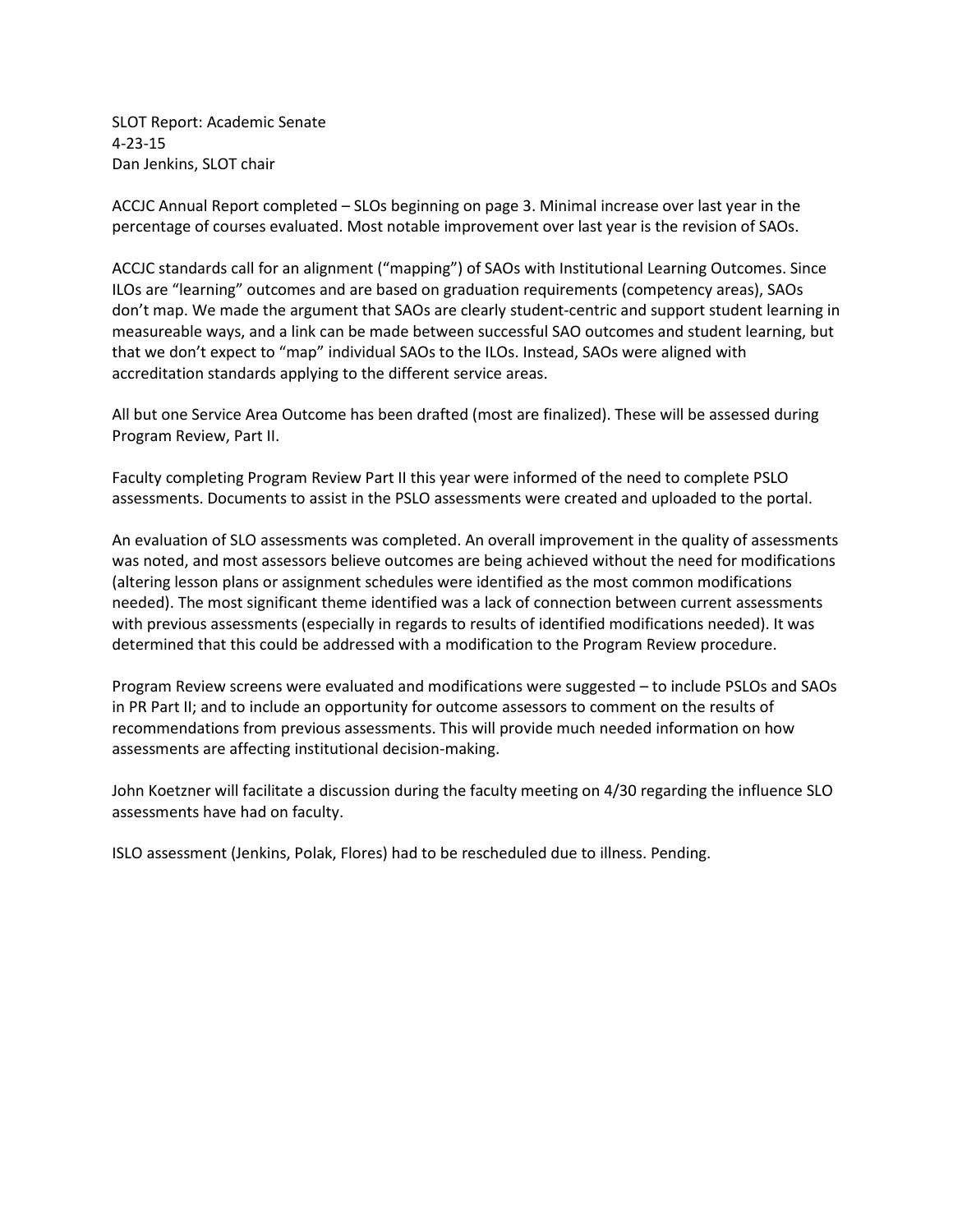SLOT Report: Academic Senate
4-23-15
Dan Jenkins, SLOT chair

ACCJC Annual Report completed – SLOs beginning on page 3. Minimal increase over last year in the percentage of courses evaluated. Most notable improvement over last year is the revision of SAOs.

ACCJC standards call for an alignment ("mapping") of SAOs with Institutional Learning Outcomes. Since ILOs are "learning" outcomes and are based on graduation requirements (competency areas), SAOs don't map. We made the argument that SAOs are clearly student-centric and support student learning in measureable ways, and a link can be made between successful SAO outcomes and student learning, but that we don't expect to "map" individual SAOs to the ILOs. Instead, SAOs were aligned with accreditation standards applying to the different service areas.

All but one Service Area Outcome has been drafted (most are finalized). These will be assessed during Program Review, Part II.

Faculty completing Program Review Part II this year were informed of the need to complete PSLO assessments. Documents to assist in the PSLO assessments were created and uploaded to the portal.

An evaluation of SLO assessments was completed. An overall improvement in the quality of assessments was noted, and most assessors believe outcomes are being achieved without the need for modifications (altering lesson plans or assignment schedules were identified as the most common modifications needed). The most significant theme identified was a lack of connection between current assessments with previous assessments (especially in regards to results of identified modifications needed). It was determined that this could be addressed with a modification to the Program Review procedure.

Program Review screens were evaluated and modifications were suggested – to include PSLOs and SAOs in PR Part II; and to include an opportunity for outcome assessors to comment on the results of recommendations from previous assessments. This will provide much needed information on how assessments are affecting institutional decision-making.

John Koetzner will facilitate a discussion during the faculty meeting on 4/30 regarding the influence SLO assessments have had on faculty.

ISLO assessment (Jenkins, Polak, Flores) had to be rescheduled due to illness. Pending.